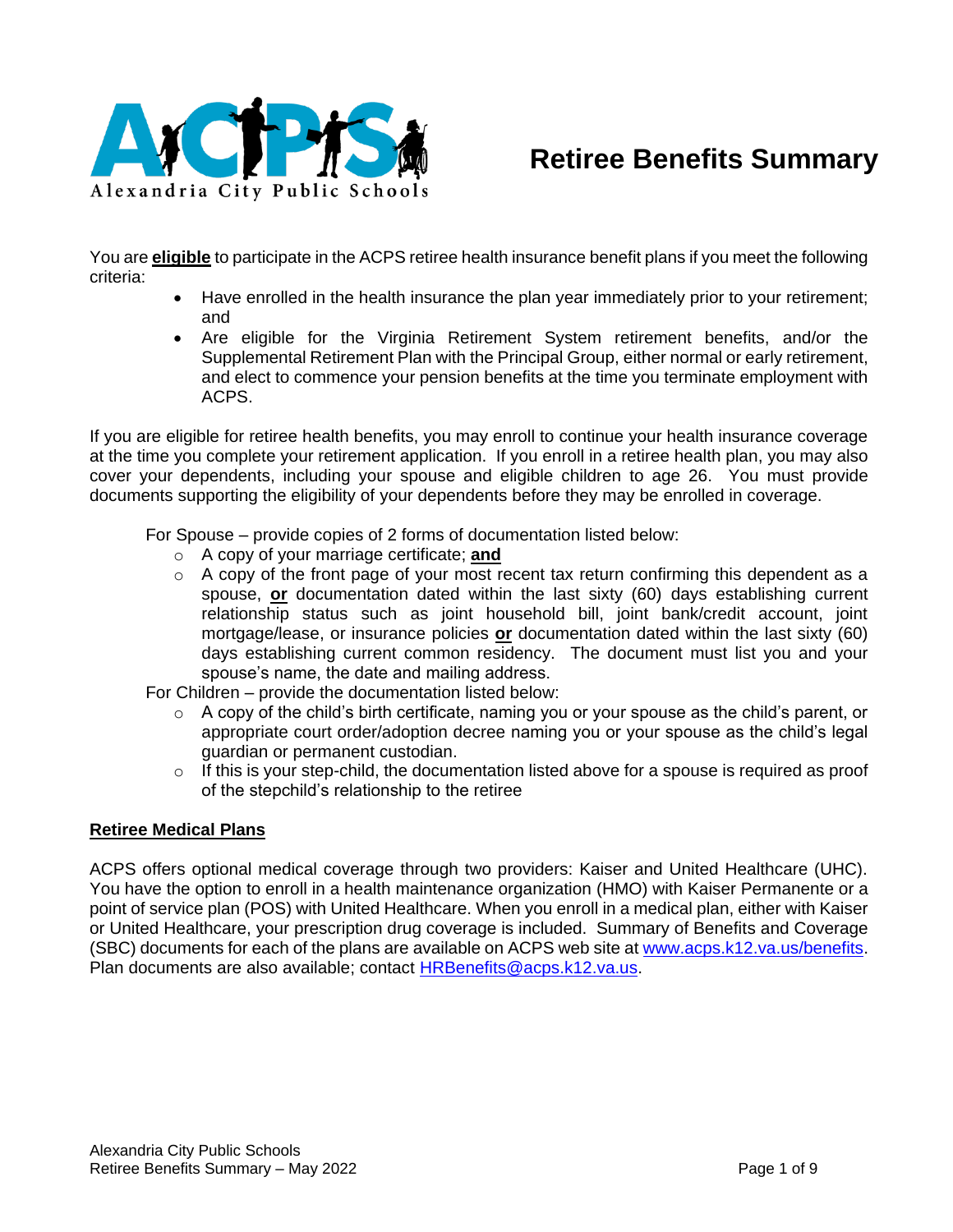Alexandria City Public Schools

# Retiree Benefits Summary

You are **eligible** to participate in the ACPS retiree health insurance benefit plans if you meet the following criteria:

- Have enrolled in the health insurance the plan year immediately prior to your retirement; and
- Are eligible for the Virginia Retirement System retirement benefits, and/or the Supplemental Retirement Plan with the Principal Group, either normal or early retirement, and elect to commence your pension benefits at the time you terminate employment with ACPS.

If you are eligible for retiree health benefits, you may enroll to continue your health insurance coverage at the time you complete your retirement application. If you enroll in a retiree health plan, you may also cover your dependents, including your spouse and eligible children to age 26. You must provide documents supporting the eligibility of your dependents before they may be enrolled in coverage.

For Spouse – provide copies of 2 forms of documentation listed below:

- A copy of your marriage certificate; **and**
- A copy of the front page of your most recent tax return confirming this dependent as a spouse, **or** documentation dated within the last sixty (60) days establishing current relationship status such as joint household bill, joint bank/credit account, joint mortgage/lease, or insurance policies **or** documentation dated within the last sixty (60) days establishing current common residency. The document must list you and your spouse's name, the date and mailing address.

For Children – provide the documentation listed below:

- A copy of the child's birth certificate, naming you or your spouse as the child's parent, or appropriate court order/adoption decree naming you or your spouse as the child's legal guardian or permanent custodian.
- If this is your step-child, the documentation listed above for a spouse is required as proof of the stepchild's relationship to the retiree

## Retiree Medical Plans

ACPS offers optional medical coverage through two providers: Kaiser and United Healthcare (UHC). You have the option to enroll in a health maintenance organization (HMO) with Kaiser Permanente or a point of service plan (POS) with United Healthcare. When you enroll in a medical plan, either with Kaiser or United Healthcare, your prescription drug coverage is included. Summary of Benefits and Coverage (SBC) documents for each of the plans are available on ACPS web site at www.acps.k12.va.us/benefits. Plan documents are also available; contact HRBenefits@acps.k12.va.us.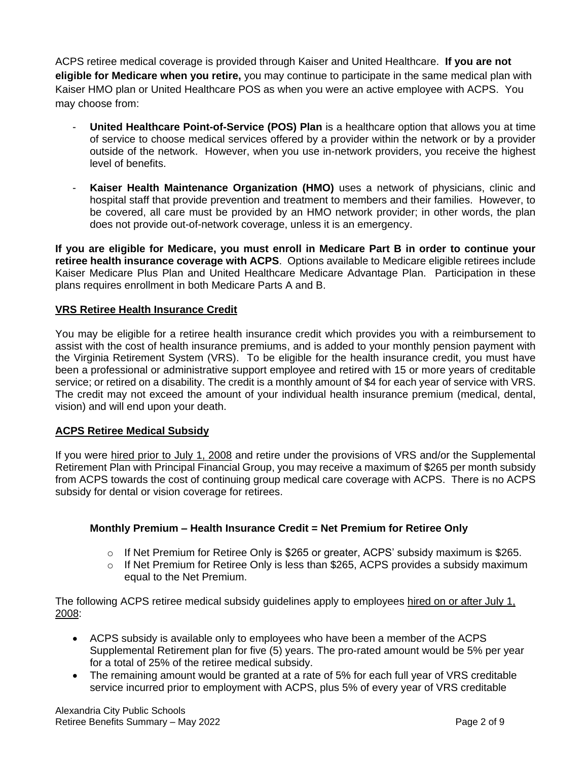ACPS retiree medical coverage is provided through Kaiser and United Healthcare. **If you are not eligible for Medicare when you retire,** you may continue to participate in the same medical plan with Kaiser HMO plan or United Healthcare POS as when you were an active employee with ACPS. You may choose from:

- **United Healthcare Point-of-Service (POS) Plan** is a healthcare option that allows you at time of service to choose medical services offered by a provider within the network or by a provider outside of the network. However, when you use in-network providers, you receive the highest level of benefits.

- **Kaiser Health Maintenance Organization (HMO)** uses a network of physicians, clinic and hospital staff that provide prevention and treatment to members and their families. However, to be covered, all care must be provided by an HMO network provider; in other words, the plan does not provide out-of-network coverage, unless it is an emergency.

**If you are eligible for Medicare, you must enroll in Medicare Part B in order to continue your retiree health insurance coverage with ACPS**. Options available to Medicare eligible retirees include Kaiser Medicare Plus Plan and United Healthcare Medicare Advantage Plan. Participation in these plans requires enrollment in both Medicare Parts A and B.

## VRS Retiree Health Insurance Credit

You may be eligible for a retiree health insurance credit which provides you with a reimbursement to assist with the cost of health insurance premiums, and is added to your monthly pension payment with the Virginia Retirement System (VRS). To be eligible for the health insurance credit, you must have been a professional or administrative support employee and retired with 15 or more years of creditable service; or retired on a disability. The credit is a monthly amount of $4 for each year of service with VRS. The credit may not exceed the amount of your individual health insurance premium (medical, dental, vision) and will end upon your death.

## ACPS Retiree Medical Subsidy

If you were hired prior to July 1, 2008 and retire under the provisions of VRS and/or the Supplemental Retirement Plan with Principal Financial Group, you may receive a maximum of $265 per month subsidy from ACPS towards the cost of continuing group medical care coverage with ACPS. There is no ACPS subsidy for dental or vision coverage for retirees.

**Monthly Premium – Health Insurance Credit = Net Premium for Retiree Only**

- If Net Premium for Retiree Only is $265 or greater, ACPS' subsidy maximum is $265.
- If Net Premium for Retiree Only is less than $265, ACPS provides a subsidy maximum equal to the Net Premium.

The following ACPS retiree medical subsidy guidelines apply to employees hired on or after July 1, 2008:

- ACPS subsidy is available only to employees who have been a member of the ACPS Supplemental Retirement plan for five (5) years. The pro-rated amount would be 5% per year for a total of 25% of the retiree medical subsidy.
- The remaining amount would be granted at a rate of 5% for each full year of VRS creditable service incurred prior to employment with ACPS, plus 5% of every year of VRS creditable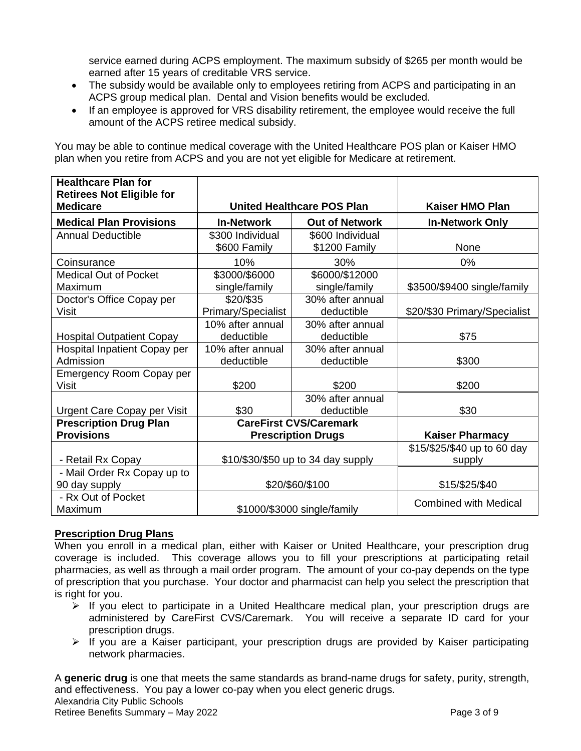service earned during ACPS employment. The maximum subsidy of $265 per month would be earned after 15 years of creditable VRS service.

- The subsidy would be available only to employees retiring from ACPS and participating in an ACPS group medical plan. Dental and Vision benefits would be excluded.
- If an employee is approved for VRS disability retirement, the employee would receive the full amount of the ACPS retiree medical subsidy.

You may be able to continue medical coverage with the United Healthcare POS plan or Kaiser HMO plan when you retire from ACPS and you are not yet eligible for Medicare at retirement.

| **Healthcare Plan for Retirees Not Eligible for Medicare** | **United Healthcare POS Plan** | | **Kaiser HMO Plan** |
|---|---|---|---|
| **Medical Plan Provisions** | **In-Network** | **Out of Network** | **In-Network Only** |
| Annual Deductible | $300 Individual $600 Family | $600 Individual $1200 Family | None |
| Coinsurance | 10% | 30% | 0% |
| Medical Out of Pocket Maximum | $3000/$6000 single/family | $6000/$12000 single/family | $3500/$9400 single/family |
| Doctor's Office Copay per Visit | $20/$35 Primary/Specialist | 30% after annual deductible | $20/$30 Primary/Specialist |
| Hospital Outpatient Copay | 10% after annual deductible | 30% after annual deductible | $75 |
| Hospital Inpatient Copay per Admission | 10% after annual deductible | 30% after annual deductible | $300 |
| Emergency Room Copay per Visit | $200 | $200 | $200 |
| Urgent Care Copay per Visit | $30 | 30% after annual deductible | $30 |
| **Prescription Drug Plan Provisions** | **CareFirst CVS/Caremark Prescription Drugs** | | **Kaiser Pharmacy** |
| - Retail Rx Copay | $10/$30/$50 up to 34 day supply | | $15/$25/$40 up to 60 day supply |
| - Mail Order Rx Copay up to 90 day supply | $20/$60/$100 | | $15/$25/$40 |
| - Rx Out of Pocket Maximum | $1000/$3000 single/family | | Combined with Medical |

**Prescription Drug Plans**

When you enroll in a medical plan, either with Kaiser or United Healthcare, your prescription drug coverage is included. This coverage allows you to fill your prescriptions at participating retail pharmacies, as well as through a mail order program. The amount of your co-pay depends on the type of prescription that you purchase. Your doctor and pharmacist can help you select the prescription that is right for you.

- If you elect to participate in a United Healthcare medical plan, your prescription drugs are administered by CareFirst CVS/Caremark. You will receive a separate ID card for your prescription drugs.
- If you are a Kaiser participant, your prescription drugs are provided by Kaiser participating network pharmacies.

A **generic drug** is one that meets the same standards as brand-name drugs for safety, purity, strength, and effectiveness. You pay a lower co-pay when you elect generic drugs.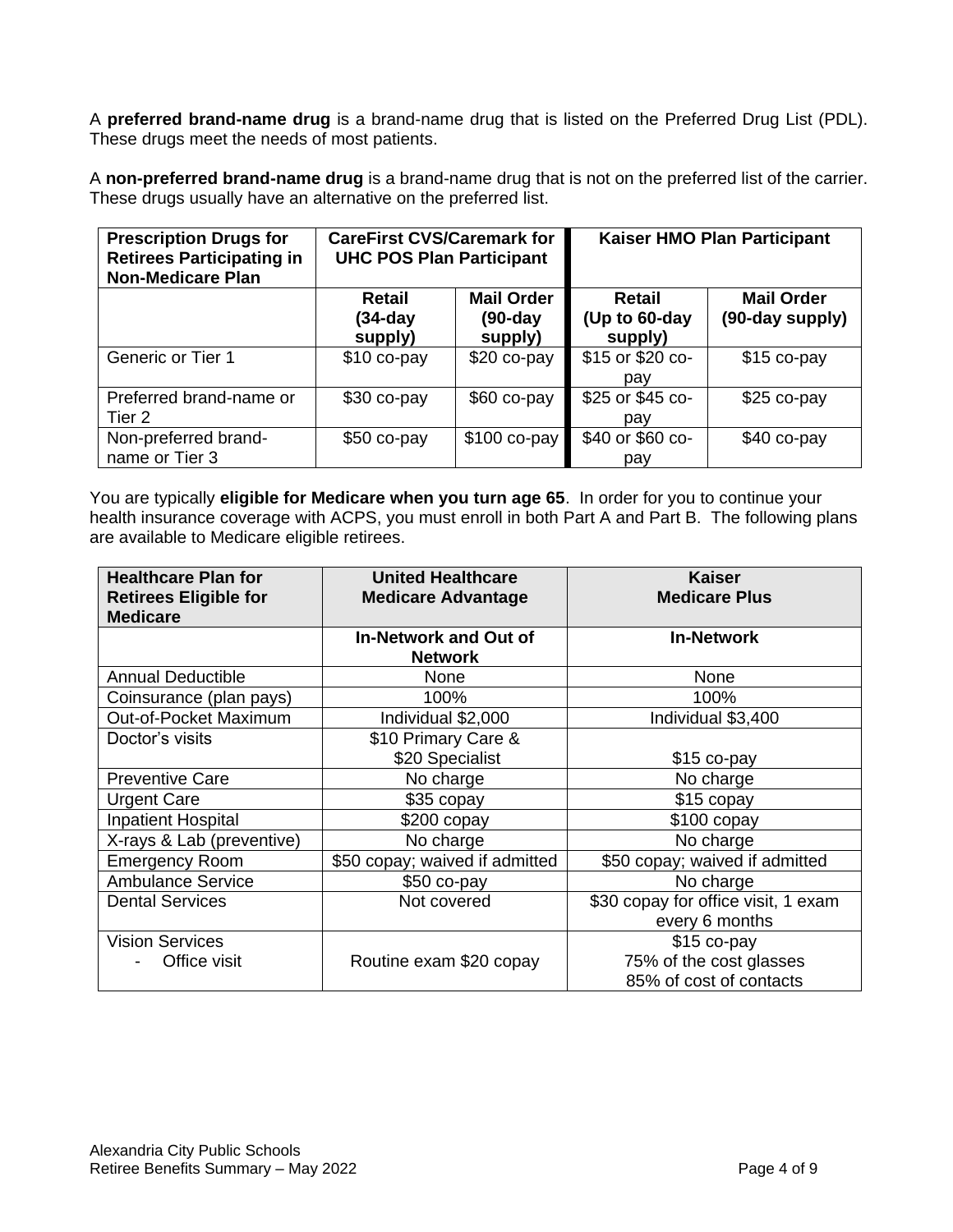A **preferred brand-name drug** is a brand-name drug that is listed on the Preferred Drug List (PDL). These drugs meet the needs of most patients.

A **non-preferred brand-name drug** is a brand-name drug that is not on the preferred list of the carrier. These drugs usually have an alternative on the preferred list.

| **Prescription Drugs for Retirees Participating in Non-Medicare Plan** | **CareFirst CVS/Caremark for UHC POS Plan Participant** | | **Kaiser HMO Plan Participant** | |
|---|---|---|---|---|
| | **Retail (34-day supply)** | **Mail Order (90-day supply)** | **Retail (Up to 60-day supply)** | **Mail Order (90-day supply)** |
| Generic or Tier 1 | $10 co-pay | $20 co-pay | $15 or $20 co-pay | $15 co-pay |
| Preferred brand-name or Tier 2 | $30 co-pay | $60 co-pay | $25 or $45 co-pay | $25 co-pay |
| Non-preferred brand-name or Tier 3 | $50 co-pay | $100 co-pay | $40 or $60 co-pay | $40 co-pay |

You are typically **eligible for Medicare when you turn age 65**. In order for you to continue your health insurance coverage with ACPS, you must enroll in both Part A and Part B. The following plans are available to Medicare eligible retirees.

| **Healthcare Plan for Retirees Eligible for Medicare** | **United Healthcare Medicare Advantage** | **Kaiser Medicare Plus** |
|---|---|---|
| | **In-Network and Out of Network** | **In-Network** |
| Annual Deductible | None | None |
| Coinsurance (plan pays) | 100% | 100% |
| Out-of-Pocket Maximum | Individual $2,000 | Individual $3,400 |
| Doctor's visits | $10 Primary Care & $20 Specialist | $15 co-pay |
| Preventive Care | No charge | No charge |
| Urgent Care | $35 copay | $15 copay |
| Inpatient Hospital | $200 copay | $100 copay |
| X-rays & Lab (preventive) | No charge | No charge |
| Emergency Room | $50 copay; waived if admitted | $50 copay; waived if admitted |
| Ambulance Service | $50 co-pay | No charge |
| Dental Services | Not covered | $30 copay for office visit, 1 exam every 6 months |
| Vision Services<br>- Office visit | Routine exam $20 copay | $15 co-pay<br>75% of the cost glasses<br>85% of cost of contacts |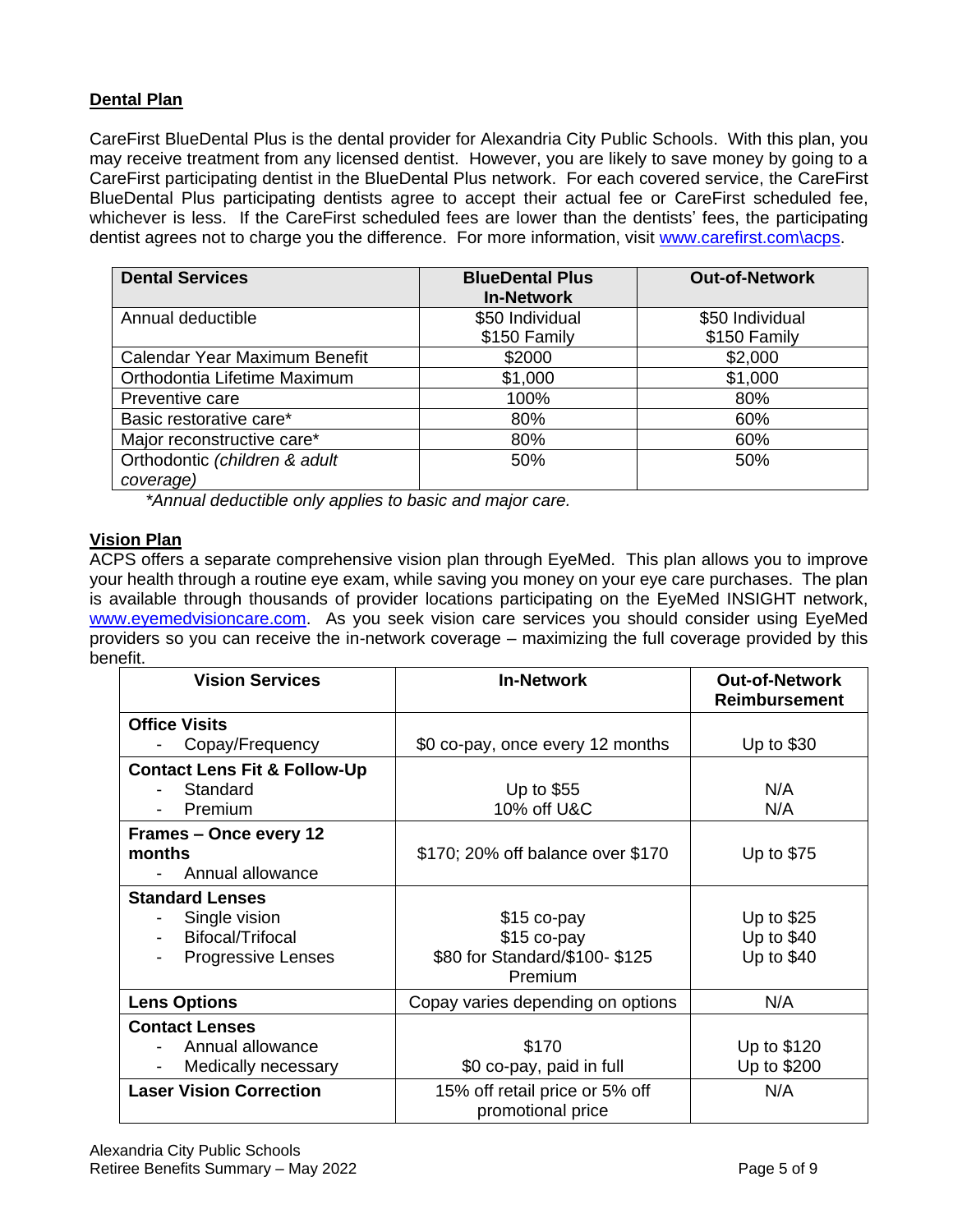## Dental Plan

CareFirst BlueDental Plus is the dental provider for Alexandria City Public Schools. With this plan, you may receive treatment from any licensed dentist. However, you are likely to save money by going to a CareFirst participating dentist in the BlueDental Plus network. For each covered service, the CareFirst BlueDental Plus participating dentists agree to accept their actual fee or CareFirst scheduled fee, whichever is less. If the CareFirst scheduled fees are lower than the dentists' fees, the participating dentist agrees not to charge you the difference. For more information, visit www.carefirst.com\acps.

| Dental Services | BlueDental Plus In-Network | Out-of-Network |
|---|---|---|
| Annual deductible | $50 Individual<br>$150 Family | $50 Individual<br>$150 Family |
| Calendar Year Maximum Benefit | $2000 | $2,000 |
| Orthodontia Lifetime Maximum | $1,000 | $1,000 |
| Preventive care | 100% | 80% |
| Basic restorative care* | 80% | 60% |
| Major reconstructive care* | 80% | 60% |
| Orthodontic *(children & adult coverage)* | 50% | 50% |

*\*Annual deductible only applies to basic and major care.*

## Vision Plan

ACPS offers a separate comprehensive vision plan through EyeMed. This plan allows you to improve your health through a routine eye exam, while saving you money on your eye care purchases. The plan is available through thousands of provider locations participating on the EyeMed INSIGHT network, www.eyemedvisioncare.com. As you seek vision care services you should consider using EyeMed providers so you can receive the in-network coverage – maximizing the full coverage provided by this benefit.

| Vision Services | In-Network | Out-of-Network Reimbursement |
|---|---|---|
| **Office Visits**<br>- Copay/Frequency | $0 co-pay, once every 12 months | Up to $30 |
| **Contact Lens Fit & Follow-Up**<br>- Standard<br>- Premium | Up to $55<br>10% off U&C | N/A<br>N/A |
| **Frames – Once every 12 months**<br>- Annual allowance | $170; 20% off balance over $170 | Up to $75 |
| **Standard Lenses**<br>- Single vision<br>- Bifocal/Trifocal<br>- Progressive Lenses | $15 co-pay<br>$15 co-pay<br>$80 for Standard/$100- $125 Premium | Up to $25<br>Up to $40<br>Up to $40 |
| **Lens Options** | Copay varies depending on options | N/A |
| **Contact Lenses**<br>- Annual allowance<br>- Medically necessary | $170<br>$0 co-pay, paid in full | Up to $120<br>Up to $200 |
| **Laser Vision Correction** | 15% off retail price or 5% off promotional price | N/A |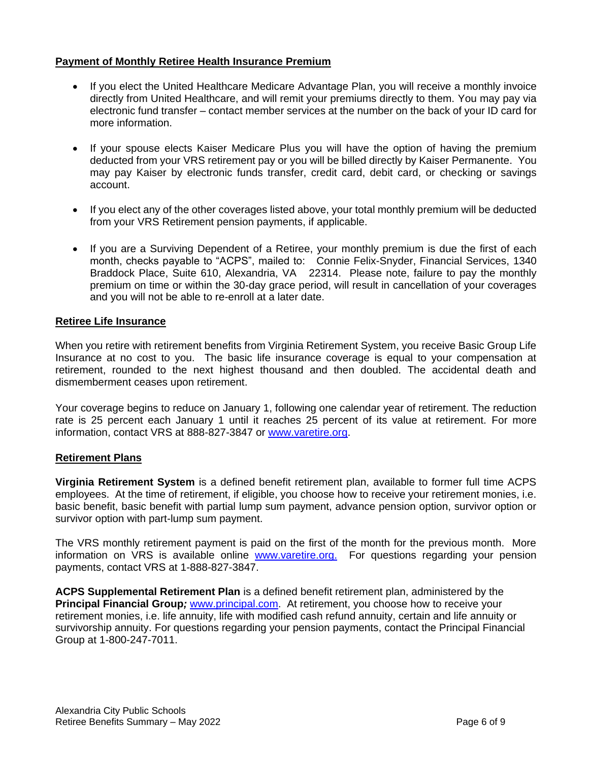## Payment of Monthly Retiree Health Insurance Premium

- If you elect the United Healthcare Medicare Advantage Plan, you will receive a monthly invoice directly from United Healthcare, and will remit your premiums directly to them. You may pay via electronic fund transfer – contact member services at the number on the back of your ID card for more information.

- If your spouse elects Kaiser Medicare Plus you will have the option of having the premium deducted from your VRS retirement pay or you will be billed directly by Kaiser Permanente. You may pay Kaiser by electronic funds transfer, credit card, debit card, or checking or savings account.

- If you elect any of the other coverages listed above, your total monthly premium will be deducted from your VRS Retirement pension payments, if applicable.

- If you are a Surviving Dependent of a Retiree, your monthly premium is due the first of each month, checks payable to "ACPS", mailed to: Connie Felix-Snyder, Financial Services, 1340 Braddock Place, Suite 610, Alexandria, VA 22314. Please note, failure to pay the monthly premium on time or within the 30-day grace period, will result in cancellation of your coverages and you will not be able to re-enroll at a later date.

## Retiree Life Insurance

When you retire with retirement benefits from Virginia Retirement System, you receive Basic Group Life Insurance at no cost to you. The basic life insurance coverage is equal to your compensation at retirement, rounded to the next highest thousand and then doubled. The accidental death and dismemberment ceases upon retirement.

Your coverage begins to reduce on January 1, following one calendar year of retirement. The reduction rate is 25 percent each January 1 until it reaches 25 percent of its value at retirement. For more information, contact VRS at 888-827-3847 or www.varetire.org.

## Retirement Plans

**Virginia Retirement System** is a defined benefit retirement plan, available to former full time ACPS employees. At the time of retirement, if eligible, you choose how to receive your retirement monies, i.e. basic benefit, basic benefit with partial lump sum payment, advance pension option, survivor option or survivor option with part-lump sum payment.

The VRS monthly retirement payment is paid on the first of the month for the previous month. More information on VRS is available online www.varetire.org. For questions regarding your pension payments, contact VRS at 1-888-827-3847.

**ACPS Supplemental Retirement Plan** is a defined benefit retirement plan, administered by the **Principal Financial Group*;*** www.principal.com. At retirement, you choose how to receive your retirement monies, i.e. life annuity, life with modified cash refund annuity, certain and life annuity or survivorship annuity. For questions regarding your pension payments, contact the Principal Financial Group at 1-800-247-7011.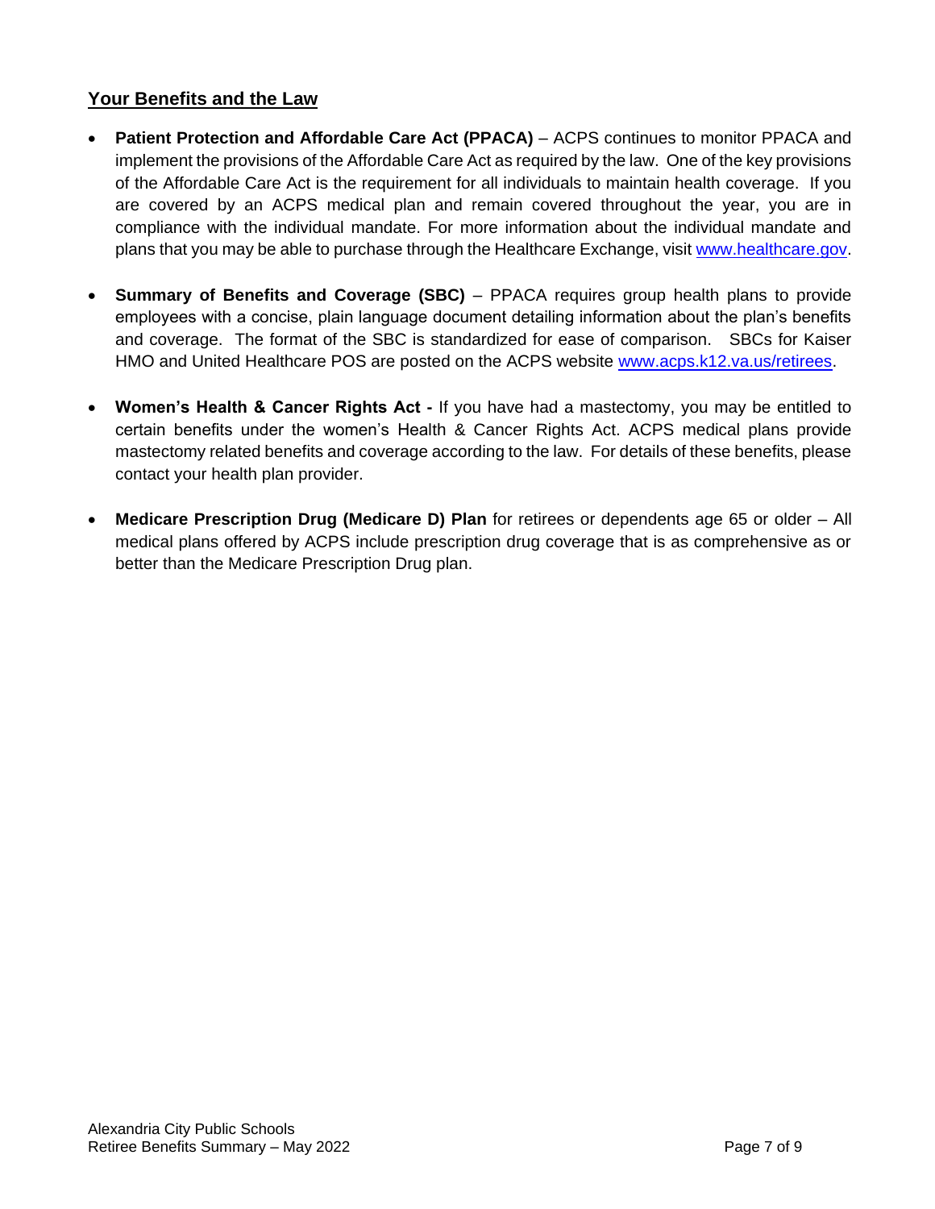## **Your Benefits and the Law**

- **Patient Protection and Affordable Care Act (PPACA)** – ACPS continues to monitor PPACA and implement the provisions of the Affordable Care Act as required by the law. One of the key provisions of the Affordable Care Act is the requirement for all individuals to maintain health coverage. If you are covered by an ACPS medical plan and remain covered throughout the year, you are in compliance with the individual mandate. For more information about the individual mandate and plans that you may be able to purchase through the Healthcare Exchange, visit www.healthcare.gov.

- **Summary of Benefits and Coverage (SBC)** – PPACA requires group health plans to provide employees with a concise, plain language document detailing information about the plan's benefits and coverage. The format of the SBC is standardized for ease of comparison. SBCs for Kaiser HMO and United Healthcare POS are posted on the ACPS website www.acps.k12.va.us/retirees.

- **Women's Health & Cancer Rights Act -** If you have had a mastectomy, you may be entitled to certain benefits under the women's Health & Cancer Rights Act. ACPS medical plans provide mastectomy related benefits and coverage according to the law. For details of these benefits, please contact your health plan provider.

- **Medicare Prescription Drug (Medicare D) Plan** for retirees or dependents age 65 or older – All medical plans offered by ACPS include prescription drug coverage that is as comprehensive as or better than the Medicare Prescription Drug plan.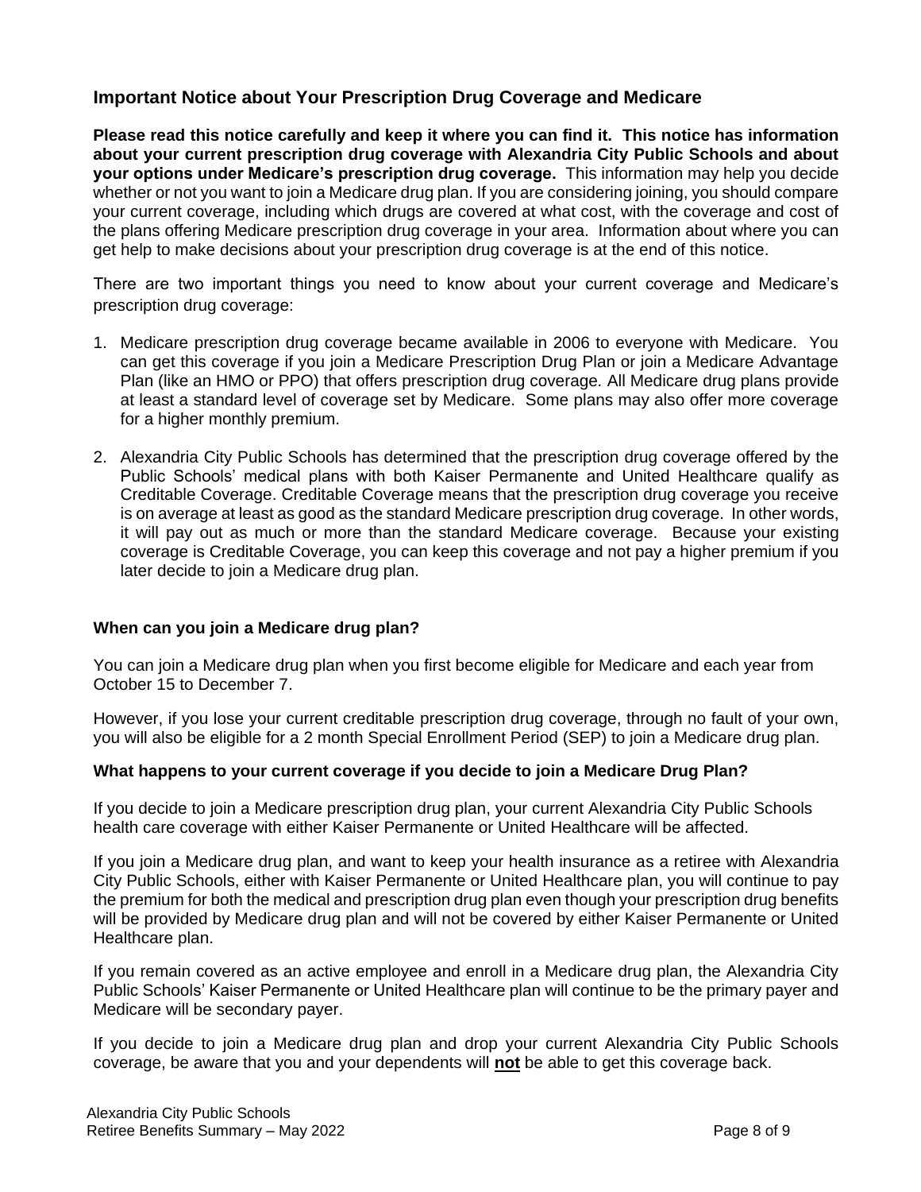## Important Notice about Your Prescription Drug Coverage and Medicare

**Please read this notice carefully and keep it where you can find it. This notice has information about your current prescription drug coverage with Alexandria City Public Schools and about your options under Medicare's prescription drug coverage.** This information may help you decide whether or not you want to join a Medicare drug plan. If you are considering joining, you should compare your current coverage, including which drugs are covered at what cost, with the coverage and cost of the plans offering Medicare prescription drug coverage in your area. Information about where you can get help to make decisions about your prescription drug coverage is at the end of this notice.

There are two important things you need to know about your current coverage and Medicare's prescription drug coverage:

1. Medicare prescription drug coverage became available in 2006 to everyone with Medicare. You can get this coverage if you join a Medicare Prescription Drug Plan or join a Medicare Advantage Plan (like an HMO or PPO) that offers prescription drug coverage. All Medicare drug plans provide at least a standard level of coverage set by Medicare. Some plans may also offer more coverage for a higher monthly premium.

2. Alexandria City Public Schools has determined that the prescription drug coverage offered by the Public Schools' medical plans with both Kaiser Permanente and United Healthcare qualify as Creditable Coverage. Creditable Coverage means that the prescription drug coverage you receive is on average at least as good as the standard Medicare prescription drug coverage. In other words, it will pay out as much or more than the standard Medicare coverage. Because your existing coverage is Creditable Coverage, you can keep this coverage and not pay a higher premium if you later decide to join a Medicare drug plan.

### When can you join a Medicare drug plan?

You can join a Medicare drug plan when you first become eligible for Medicare and each year from October 15 to December 7.

However, if you lose your current creditable prescription drug coverage, through no fault of your own, you will also be eligible for a 2 month Special Enrollment Period (SEP) to join a Medicare drug plan.

### What happens to your current coverage if you decide to join a Medicare Drug Plan?

If you decide to join a Medicare prescription drug plan, your current Alexandria City Public Schools health care coverage with either Kaiser Permanente or United Healthcare will be affected.

If you join a Medicare drug plan, and want to keep your health insurance as a retiree with Alexandria City Public Schools, either with Kaiser Permanente or United Healthcare plan, you will continue to pay the premium for both the medical and prescription drug plan even though your prescription drug benefits will be provided by Medicare drug plan and will not be covered by either Kaiser Permanente or United Healthcare plan.

If you remain covered as an active employee and enroll in a Medicare drug plan, the Alexandria City Public Schools' Kaiser Permanente or United Healthcare plan will continue to be the primary payer and Medicare will be secondary payer.

If you decide to join a Medicare drug plan and drop your current Alexandria City Public Schools coverage, be aware that you and your dependents will **not** be able to get this coverage back.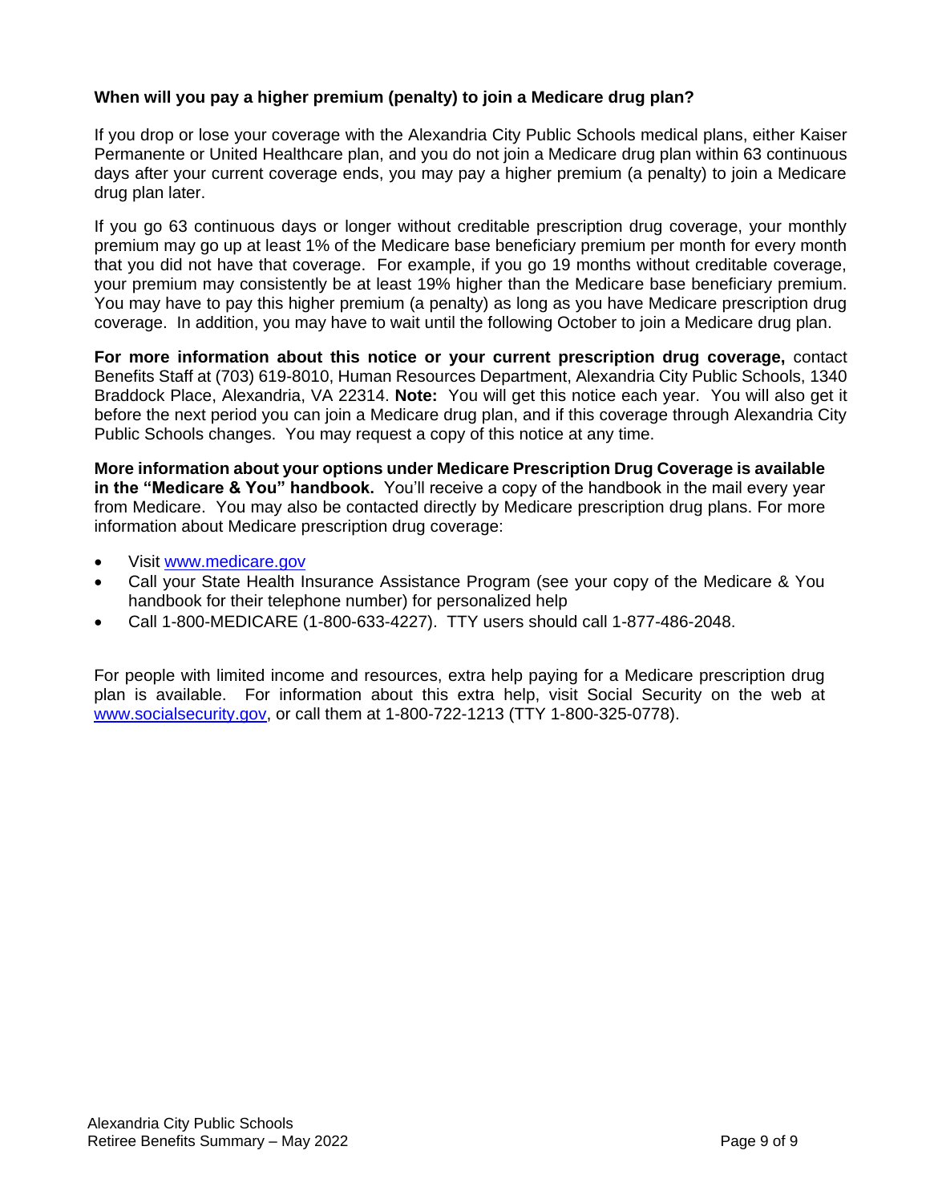**When will you pay a higher premium (penalty) to join a Medicare drug plan?**

If you drop or lose your coverage with the Alexandria City Public Schools medical plans, either Kaiser Permanente or United Healthcare plan, and you do not join a Medicare drug plan within 63 continuous days after your current coverage ends, you may pay a higher premium (a penalty) to join a Medicare drug plan later.

If you go 63 continuous days or longer without creditable prescription drug coverage, your monthly premium may go up at least 1% of the Medicare base beneficiary premium per month for every month that you did not have that coverage. For example, if you go 19 months without creditable coverage, your premium may consistently be at least 19% higher than the Medicare base beneficiary premium. You may have to pay this higher premium (a penalty) as long as you have Medicare prescription drug coverage. In addition, you may have to wait until the following October to join a Medicare drug plan.

**For more information about this notice or your current prescription drug coverage,** contact Benefits Staff at (703) 619-8010, Human Resources Department, Alexandria City Public Schools, 1340 Braddock Place, Alexandria, VA 22314. **Note:** You will get this notice each year. You will also get it before the next period you can join a Medicare drug plan, and if this coverage through Alexandria City Public Schools changes. You may request a copy of this notice at any time.

**More information about your options under Medicare Prescription Drug Coverage is available in the "Medicare & You" handbook.** You'll receive a copy of the handbook in the mail every year from Medicare. You may also be contacted directly by Medicare prescription drug plans. For more information about Medicare prescription drug coverage:

- Visit www.medicare.gov
- Call your State Health Insurance Assistance Program (see your copy of the Medicare & You handbook for their telephone number) for personalized help
- Call 1-800-MEDICARE (1-800-633-4227). TTY users should call 1-877-486-2048.

For people with limited income and resources, extra help paying for a Medicare prescription drug plan is available. For information about this extra help, visit Social Security on the web at www.socialsecurity.gov, or call them at 1-800-722-1213 (TTY 1-800-325-0778).